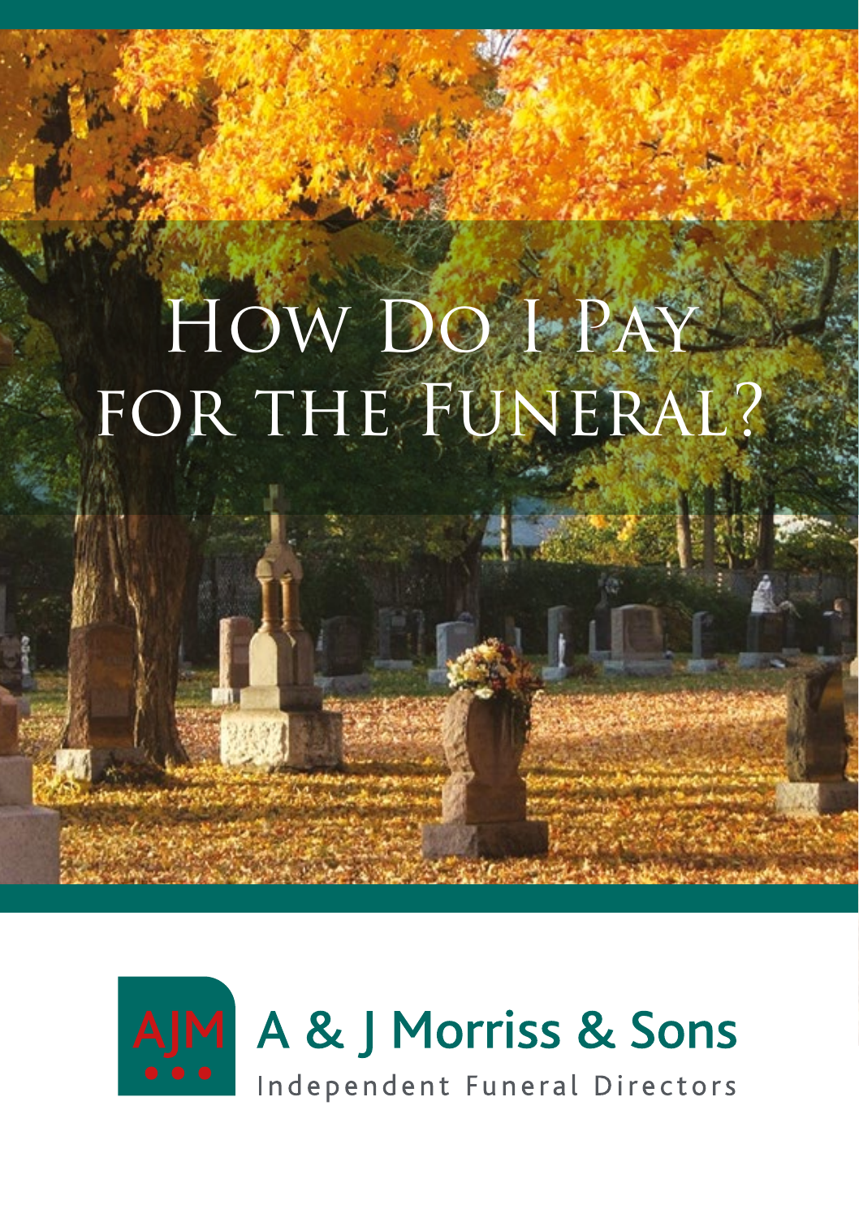# How Do I Pay for the Funeral?

AJM

A & J Morriss & Sons

Independent Funeral Directors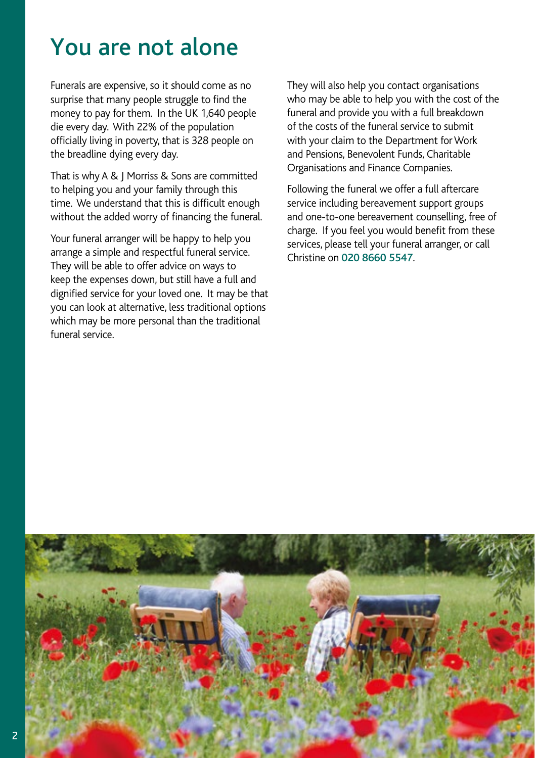# You are not alone

Funerals are expensive, so it should come as no surprise that many people struggle to find the money to pay for them. In the UK 1,640 people die every day. With 22% of the population officially living in poverty, that is 328 people on the breadline dying every day.

That is why A & J Morriss & Sons are committed to helping you and your family through this time. We understand that this is difficult enough without the added worry of financing the funeral.

Your funeral arranger will be happy to help you arrange a simple and respectful funeral service. They will be able to offer advice on ways to keep the expenses down, but still have a full and dignified service for your loved one. It may be that you can look at alternative, less traditional options which may be more personal than the traditional funeral service.

They will also help you contact organisations who may be able to help you with the cost of the funeral and provide you with a full breakdown of the costs of the funeral service to submit with your claim to the Department for Work and Pensions, Benevolent Funds, Charitable Organisations and Finance Companies.

Following the funeral we offer a full aftercare service including bereavement support groups and one-to-one bereavement counselling, free of charge. If you feel you would benefit from these services, please tell your funeral arranger, or call Christine on **020 8660 5547**.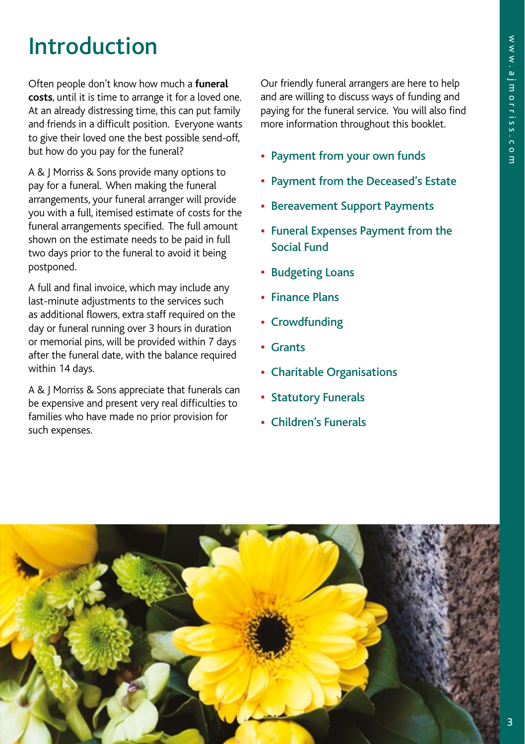# Introduction

Often people don't know how much a **funeral costs**, until it is time to arrange it for a loved one. At an already distressing time, this can put family and friends in a difficult position. Everyone wants to give their loved one the best possible send-off, but how do you pay for the funeral?

A & J Morriss & Sons provide many options to pay for a funeral. When making the funeral arrangements, your funeral arranger will provide you with a full, itemised estimate of costs for the funeral arrangements specified. The full amount shown on the estimate needs to be paid in full two days prior to the funeral to avoid it being postponed.

A full and final invoice, which may include any last-minute adjustments to the services such as additional flowers, extra staff required on the day or funeral running over 3 hours in duration or memorial pins, will be provided within 7 days after the funeral date, with the balance required within 14 days.

A & J Morriss & Sons appreciate that funerals can be expensive and present very real difficulties to families who have made no prior provision for such expenses.

Our friendly funeral arrangers are here to help and are willing to discuss ways of funding and paying for the funeral service. You will also find more information throughout this booklet.

- Payment from your own funds
- Payment from the Deceased's Estate
- Bereavement Support Payments
- Funeral Expenses Payment from the Social Fund
- Budgeting Loans
- Finance Plans
- Crowdfunding
- Grants
- Charitable Organisations
- Statutory Funerals
- Children's Funerals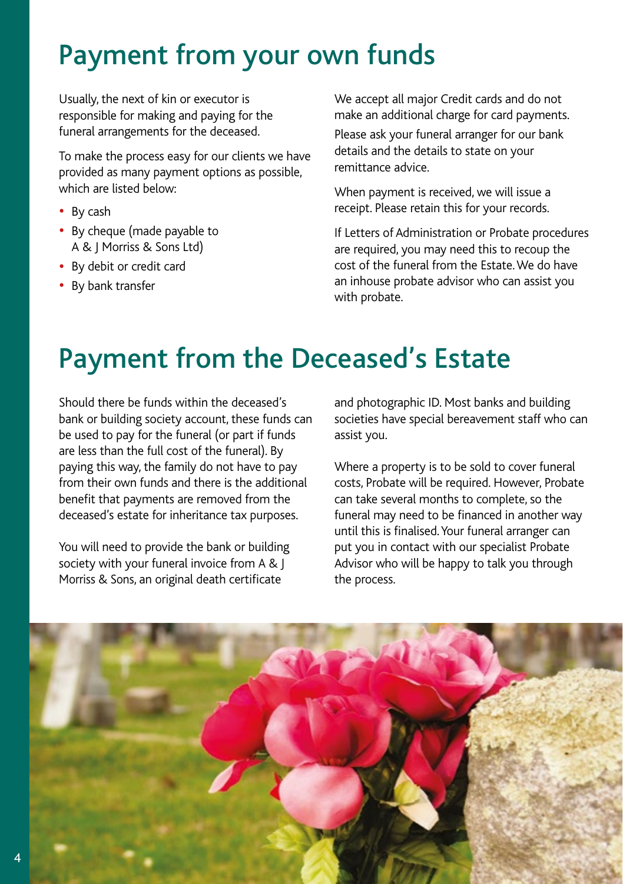# Payment from your own funds

Usually, the next of kin or executor is responsible for making and paying for the funeral arrangements for the deceased.

To make the process easy for our clients we have provided as many payment options as possible, which are listed below:

- By cash
- By cheque (made payable to A & J Morriss & Sons Ltd)
- By debit or credit card
- By bank transfer

We accept all major Credit cards and do not make an additional charge for card payments.

Please ask your funeral arranger for our bank details and the details to state on your remittance advice.

When payment is received, we will issue a receipt. Please retain this for your records.

If Letters of Administration or Probate procedures are required, you may need this to recoup the cost of the funeral from the Estate. We do have an inhouse probate advisor who can assist you with probate.

# Payment from the Deceased's Estate

Should there be funds within the deceased's bank or building society account, these funds can be used to pay for the funeral (or part if funds are less than the full cost of the funeral). By paying this way, the family do not have to pay from their own funds and there is the additional benefit that payments are removed from the deceased's estate for inheritance tax purposes.

You will need to provide the bank or building society with your funeral invoice from A & J Morriss & Sons, an original death certificate and photographic ID. Most banks and building societies have special bereavement staff who can assist you.

Where a property is to be sold to cover funeral costs, Probate will be required. However, Probate can take several months to complete, so the funeral may need to be financed in another way until this is finalised. Your funeral arranger can put you in contact with our specialist Probate Advisor who will be happy to talk you through the process.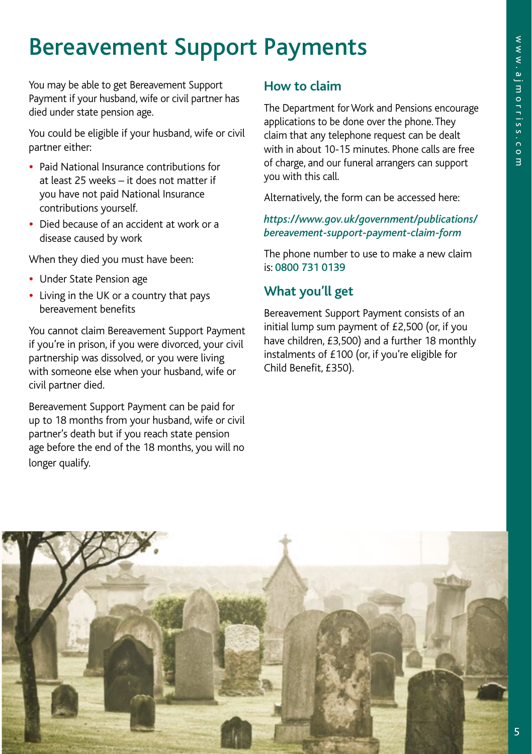# Bereavement Support Payments

You may be able to get Bereavement Support Payment if your husband, wife or civil partner has died under state pension age.

You could be eligible if your husband, wife or civil partner either:

- Paid National Insurance contributions for at least 25 weeks – it does not matter if you have not paid National Insurance contributions yourself.
- Died because of an accident at work or a disease caused by work

When they died you must have been:

- Under State Pension age
- Living in the UK or a country that pays bereavement benefits

You cannot claim Bereavement Support Payment if you're in prison, if you were divorced, your civil partnership was dissolved, or you were living with someone else when your husband, wife or civil partner died.

Bereavement Support Payment can be paid for up to 18 months from your husband, wife or civil partner's death but if you reach state pension age before the end of the 18 months, you will no longer qualify.

## How to claim

The Department for Work and Pensions encourage applications to be done over the phone. They claim that any telephone request can be dealt with in about 10-15 minutes. Phone calls are free of charge, and our funeral arrangers can support you with this call.

Alternatively, the form can be accessed here:

*https://www.gov.uk/government/publications/bereavement-support-payment-claim-form*

The phone number to use to make a new claim is: 0800 731 0139

## What you'll get

Bereavement Support Payment consists of an initial lump sum payment of £2,500 (or, if you have children, £3,500) and a further 18 monthly instalments of £100 (or, if you're eligible for Child Benefit, £350).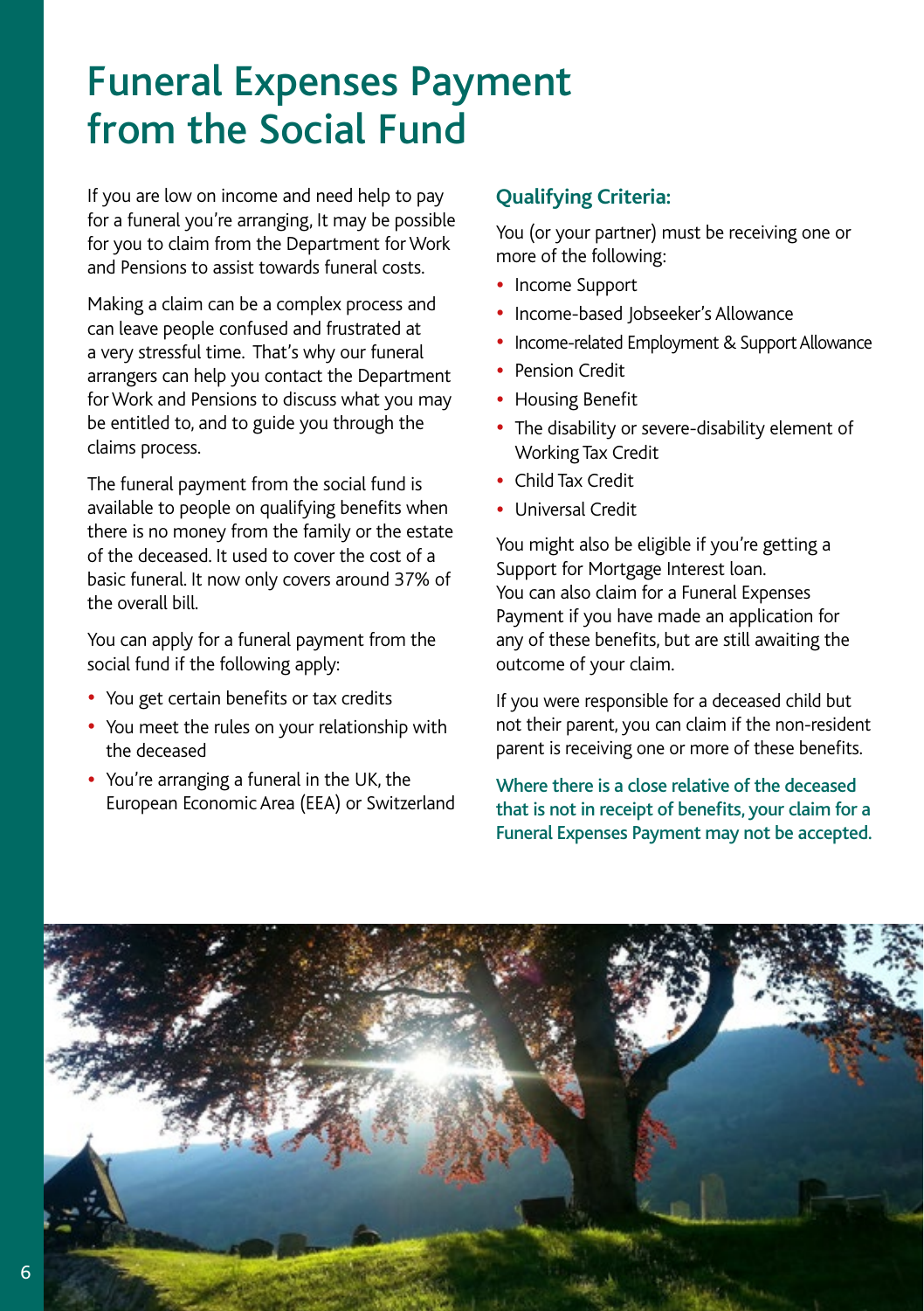# Funeral Expenses Payment from the Social Fund

If you are low on income and need help to pay for a funeral you're arranging, It may be possible for you to claim from the Department for Work and Pensions to assist towards funeral costs.

Making a claim can be a complex process and can leave people confused and frustrated at a very stressful time. That's why our funeral arrangers can help you contact the Department for Work and Pensions to discuss what you may be entitled to, and to guide you through the claims process.

The funeral payment from the social fund is available to people on qualifying benefits when there is no money from the family or the estate of the deceased. It used to cover the cost of a basic funeral. It now only covers around 37% of the overall bill.

You can apply for a funeral payment from the social fund if the following apply:

- You get certain benefits or tax credits
- You meet the rules on your relationship with the deceased
- You're arranging a funeral in the UK, the European Economic Area (EEA) or Switzerland

### Qualifying Criteria:

You (or your partner) must be receiving one or more of the following:

- Income Support
- Income-based Jobseeker's Allowance
- Income-related Employment & Support Allowance
- Pension Credit
- Housing Benefit
- The disability or severe-disability element of Working Tax Credit
- Child Tax Credit
- Universal Credit

You might also be eligible if you're getting a Support for Mortgage Interest loan. You can also claim for a Funeral Expenses Payment if you have made an application for any of these benefits, but are still awaiting the outcome of your claim.

If you were responsible for a deceased child but not their parent, you can claim if the non-resident parent is receiving one or more of these benefits.

**Where there is a close relative of the deceased that is not in receipt of benefits, your claim for a Funeral Expenses Payment may not be accepted.**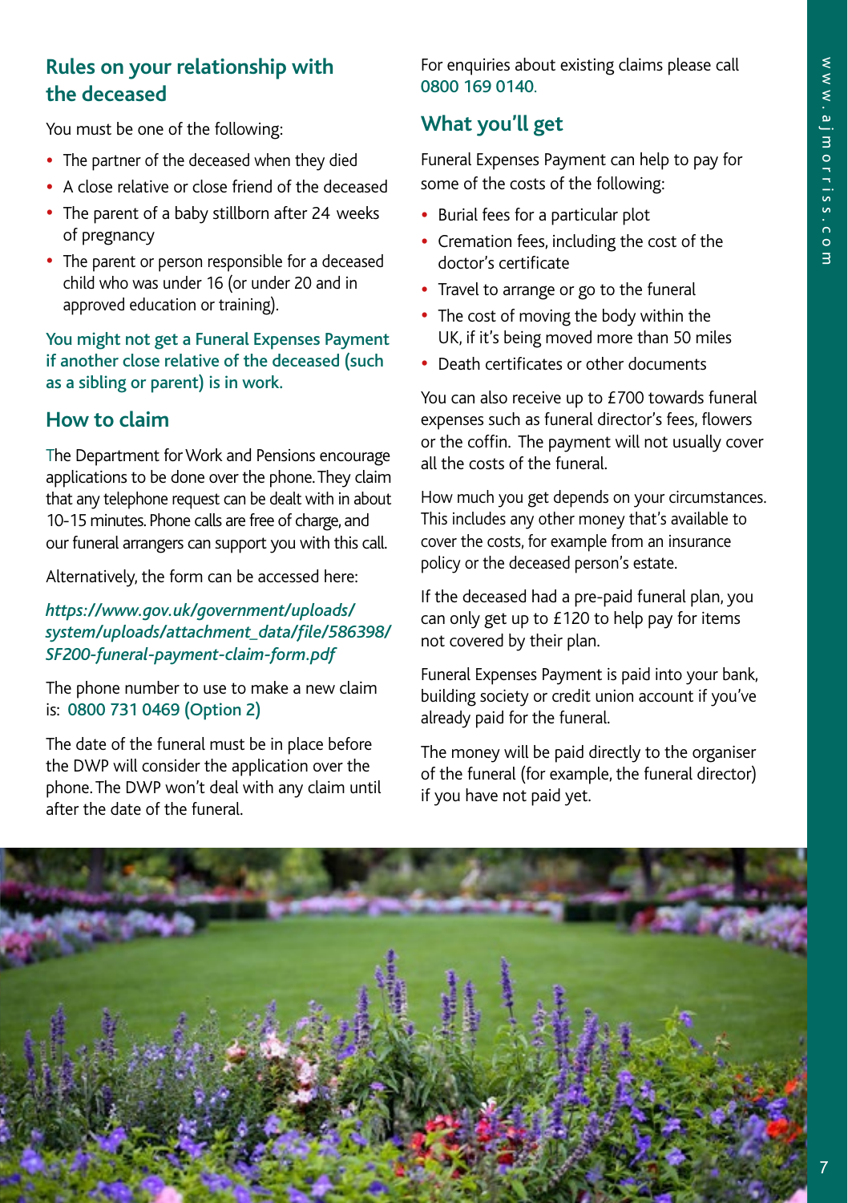## Rules on your relationship with the deceased

You must be one of the following:

- The partner of the deceased when they died
- A close relative or close friend of the deceased
- The parent of a baby stillborn after 24 weeks of pregnancy
- The parent or person responsible for a deceased child who was under 16 (or under 20 and in approved education or training).

**You might not get a Funeral Expenses Payment if another close relative of the deceased (such as a sibling or parent) is in work.**

## How to claim

The Department for Work and Pensions encourage applications to be done over the phone. They claim that any telephone request can be dealt with in about 10-15 minutes. Phone calls are free of charge, and our funeral arrangers can support you with this call.

Alternatively, the form can be accessed here:

*https://www.gov.uk/government/uploads/system/uploads/attachment_data/file/586398/SF200-funeral-payment-claim-form.pdf*

The phone number to use to make a new claim is: 0800 731 0469 (Option 2)

The date of the funeral must be in place before the DWP will consider the application over the phone. The DWP won't deal with any claim until after the date of the funeral.

For enquiries about existing claims please call 0800 169 0140.

## What you'll get

Funeral Expenses Payment can help to pay for some of the costs of the following:

- Burial fees for a particular plot
- Cremation fees, including the cost of the doctor's certificate
- Travel to arrange or go to the funeral
- The cost of moving the body within the UK, if it's being moved more than 50 miles
- Death certificates or other documents

You can also receive up to £700 towards funeral expenses such as funeral director's fees, flowers or the coffin. The payment will not usually cover all the costs of the funeral.

How much you get depends on your circumstances. This includes any other money that's available to cover the costs, for example from an insurance policy or the deceased person's estate.

If the deceased had a pre-paid funeral plan, you can only get up to £120 to help pay for items not covered by their plan.

Funeral Expenses Payment is paid into your bank, building society or credit union account if you've already paid for the funeral.

The money will be paid directly to the organiser of the funeral (for example, the funeral director) if you have not paid yet.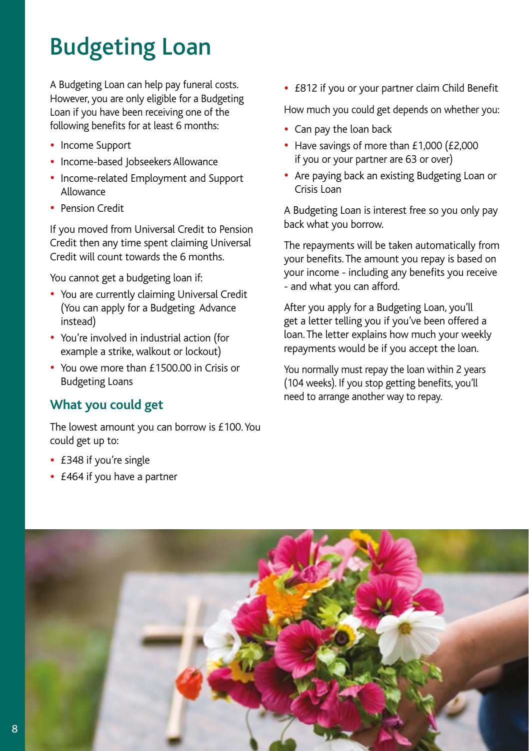# Budgeting Loan

A Budgeting Loan can help pay funeral costs. However, you are only eligible for a Budgeting Loan if you have been receiving one of the following benefits for at least 6 months:

- Income Support
- Income-based Jobseekers Allowance
- Income-related Employment and Support Allowance
- Pension Credit

If you moved from Universal Credit to Pension Credit then any time spent claiming Universal Credit will count towards the 6 months.

You cannot get a budgeting loan if:

- You are currently claiming Universal Credit (You can apply for a Budgeting Advance instead)
- You're involved in industrial action (for example a strike, walkout or lockout)
- You owe more than £1500.00 in Crisis or Budgeting Loans

## What you could get

The lowest amount you can borrow is £100. You could get up to:

- £348 if you're single
- £464 if you have a partner
- £812 if you or your partner claim Child Benefit

How much you could get depends on whether you:

- Can pay the loan back
- Have savings of more than £1,000 (£2,000 if you or your partner are 63 or over)
- Are paying back an existing Budgeting Loan or Crisis Loan

A Budgeting Loan is interest free so you only pay back what you borrow.

The repayments will be taken automatically from your benefits. The amount you repay is based on your income - including any benefits you receive - and what you can afford.

After you apply for a Budgeting Loan, you'll get a letter telling you if you've been offered a loan. The letter explains how much your weekly repayments would be if you accept the loan.

You normally must repay the loan within 2 years (104 weeks). If you stop getting benefits, you'll need to arrange another way to repay.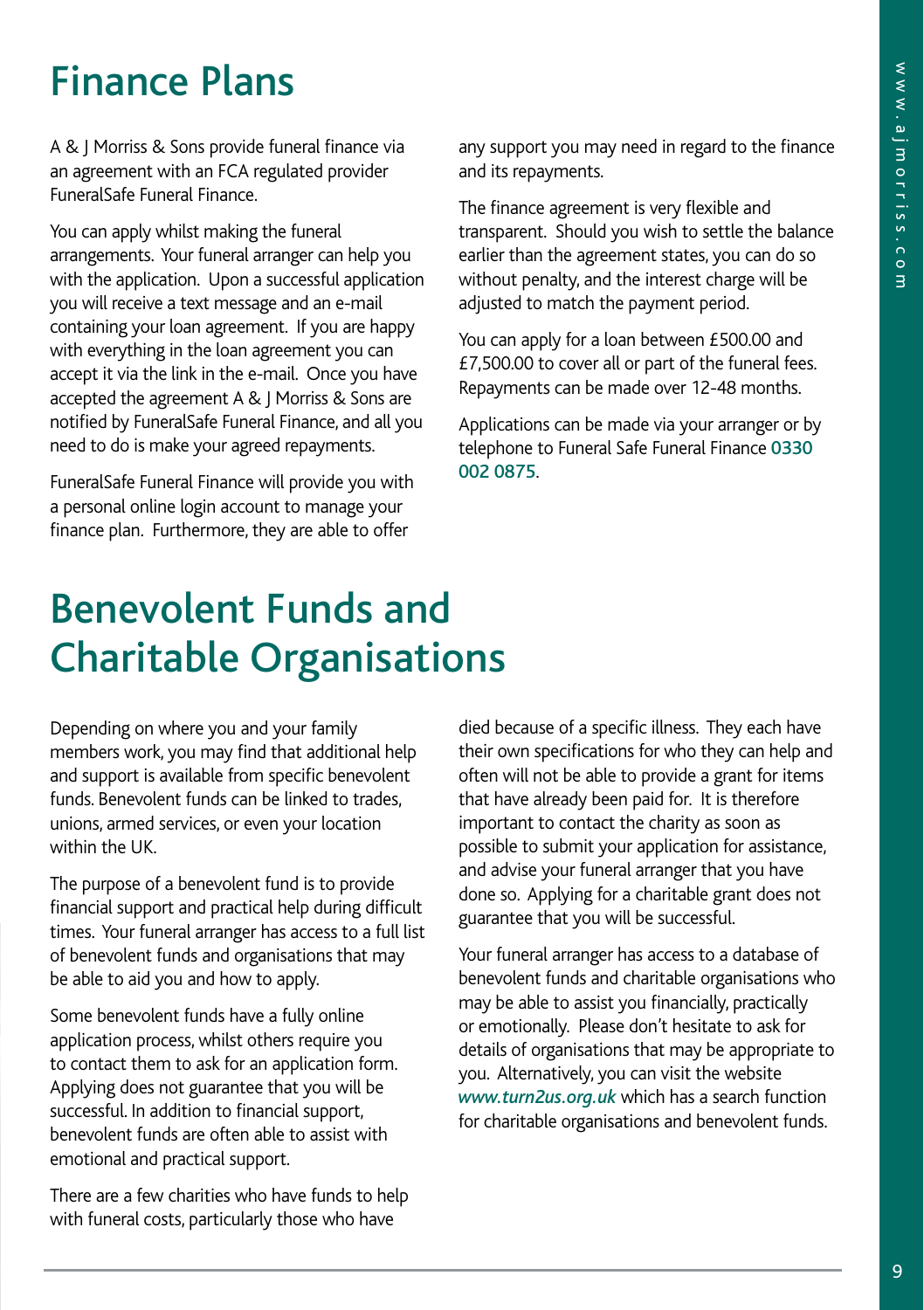# Finance Plans

A & J Morriss & Sons provide funeral finance via an agreement with an FCA regulated provider FuneralSafe Funeral Finance.

You can apply whilst making the funeral arrangements. Your funeral arranger can help you with the application. Upon a successful application you will receive a text message and an e-mail containing your loan agreement. If you are happy with everything in the loan agreement you can accept it via the link in the e-mail. Once you have accepted the agreement A & J Morriss & Sons are notified by FuneralSafe Funeral Finance, and all you need to do is make your agreed repayments.

FuneralSafe Funeral Finance will provide you with a personal online login account to manage your finance plan. Furthermore, they are able to offer any support you may need in regard to the finance and its repayments.

The finance agreement is very flexible and transparent. Should you wish to settle the balance earlier than the agreement states, you can do so without penalty, and the interest charge will be adjusted to match the payment period.

You can apply for a loan between £500.00 and £7,500.00 to cover all or part of the funeral fees. Repayments can be made over 12-48 months.

Applications can be made via your arranger or by telephone to Funeral Safe Funeral Finance **0330 002 0875**.

# Benevolent Funds and Charitable Organisations

Depending on where you and your family members work, you may find that additional help and support is available from specific benevolent funds. Benevolent funds can be linked to trades, unions, armed services, or even your location within the UK.

The purpose of a benevolent fund is to provide financial support and practical help during difficult times. Your funeral arranger has access to a full list of benevolent funds and organisations that may be able to aid you and how to apply.

Some benevolent funds have a fully online application process, whilst others require you to contact them to ask for an application form. Applying does not guarantee that you will be successful. In addition to financial support, benevolent funds are often able to assist with emotional and practical support.

There are a few charities who have funds to help with funeral costs, particularly those who have died because of a specific illness. They each have their own specifications for who they can help and often will not be able to provide a grant for items that have already been paid for. It is therefore important to contact the charity as soon as possible to submit your application for assistance, and advise your funeral arranger that you have done so. Applying for a charitable grant does not guarantee that you will be successful.

Your funeral arranger has access to a database of benevolent funds and charitable organisations who may be able to assist you financially, practically or emotionally. Please don't hesitate to ask for details of organisations that may be appropriate to you. Alternatively, you can visit the website ***www.turn2us.org.uk*** which has a search function for charitable organisations and benevolent funds.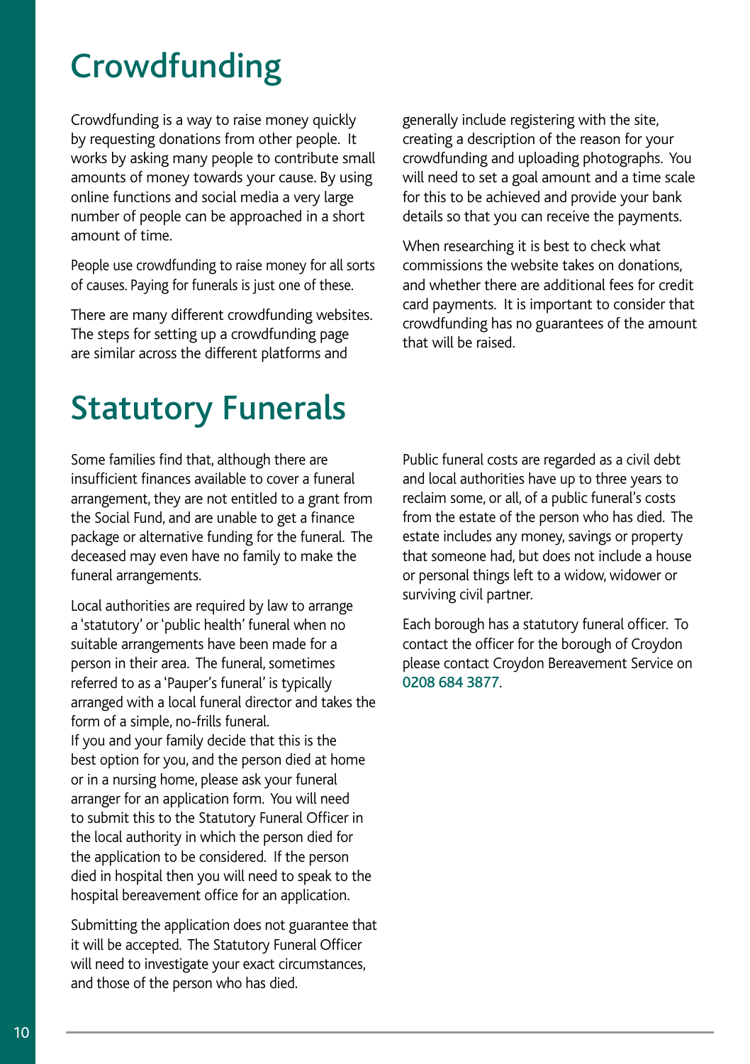# Crowdfunding

Crowdfunding is a way to raise money quickly by requesting donations from other people. It works by asking many people to contribute small amounts of money towards your cause. By using online functions and social media a very large number of people can be approached in a short amount of time.

People use crowdfunding to raise money for all sorts of causes. Paying for funerals is just one of these.

There are many different crowdfunding websites. The steps for setting up a crowdfunding page are similar across the different platforms and generally include registering with the site, creating a description of the reason for your crowdfunding and uploading photographs. You will need to set a goal amount and a time scale for this to be achieved and provide your bank details so that you can receive the payments.

When researching it is best to check what commissions the website takes on donations, and whether there are additional fees for credit card payments. It is important to consider that crowdfunding has no guarantees of the amount that will be raised.

# Statutory Funerals

Some families find that, although there are insufficient finances available to cover a funeral arrangement, they are not entitled to a grant from the Social Fund, and are unable to get a finance package or alternative funding for the funeral. The deceased may even have no family to make the funeral arrangements.

Local authorities are required by law to arrange a 'statutory' or 'public health' funeral when no suitable arrangements have been made for a person in their area. The funeral, sometimes referred to as a 'Pauper's funeral' is typically arranged with a local funeral director and takes the form of a simple, no-frills funeral.
If you and your family decide that this is the best option for you, and the person died at home or in a nursing home, please ask your funeral arranger for an application form. You will need to submit this to the Statutory Funeral Officer in the local authority in which the person died for the application to be considered. If the person died in hospital then you will need to speak to the hospital bereavement office for an application.

Submitting the application does not guarantee that it will be accepted. The Statutory Funeral Officer will need to investigate your exact circumstances, and those of the person who has died.

Public funeral costs are regarded as a civil debt and local authorities have up to three years to reclaim some, or all, of a public funeral's costs from the estate of the person who has died. The estate includes any money, savings or property that someone had, but does not include a house or personal things left to a widow, widower or surviving civil partner.

Each borough has a statutory funeral officer. To contact the officer for the borough of Croydon please contact Croydon Bereavement Service on 0208 684 3877.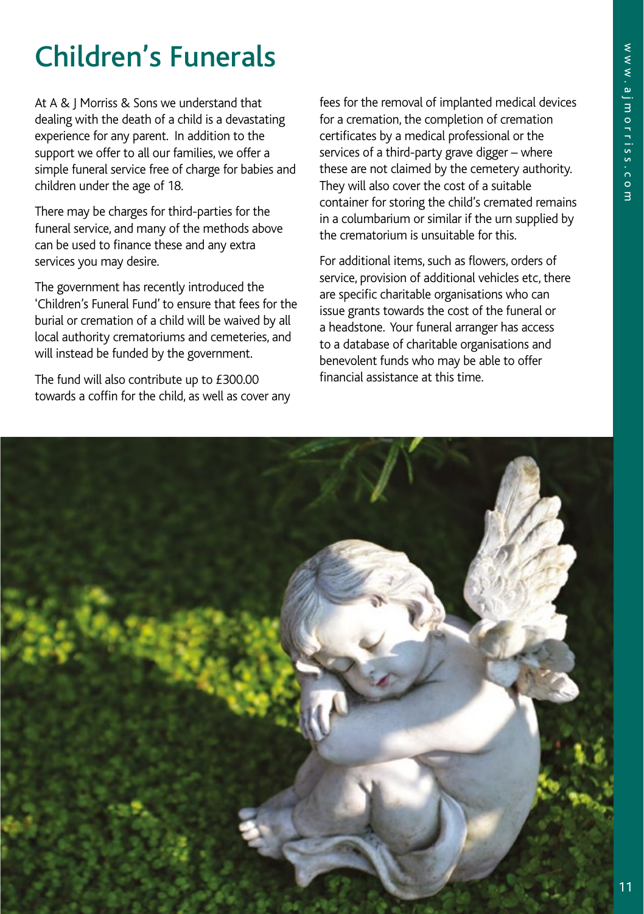# Children's Funerals

At A & J Morriss & Sons we understand that dealing with the death of a child is a devastating experience for any parent. In addition to the support we offer to all our families, we offer a simple funeral service free of charge for babies and children under the age of 18.

There may be charges for third-parties for the funeral service, and many of the methods above can be used to finance these and any extra services you may desire.

The government has recently introduced the 'Children's Funeral Fund' to ensure that fees for the burial or cremation of a child will be waived by all local authority crematoriums and cemeteries, and will instead be funded by the government.

The fund will also contribute up to £300.00 towards a coffin for the child, as well as cover any fees for the removal of implanted medical devices for a cremation, the completion of cremation certificates by a medical professional or the services of a third-party grave digger – where these are not claimed by the cemetery authority. They will also cover the cost of a suitable container for storing the child's cremated remains in a columbarium or similar if the urn supplied by the crematorium is unsuitable for this.

For additional items, such as flowers, orders of service, provision of additional vehicles etc, there are specific charitable organisations who can issue grants towards the cost of the funeral or a headstone. Your funeral arranger has access to a database of charitable organisations and benevolent funds who may be able to offer financial assistance at this time.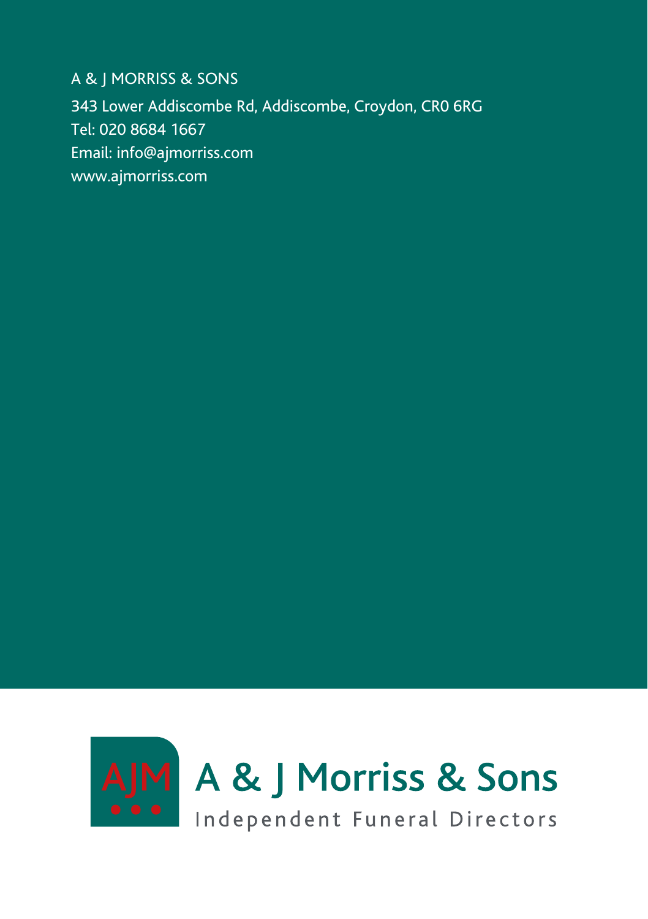A & J MORRISS & SONS

343 Lower Addiscombe Rd, Addiscombe, Croydon, CR0 6RG
Tel: 020 8684 1667
Email: info@ajmorriss.com
www.ajmorriss.com

AJM

A & J Morriss & Sons

Independent Funeral Directors